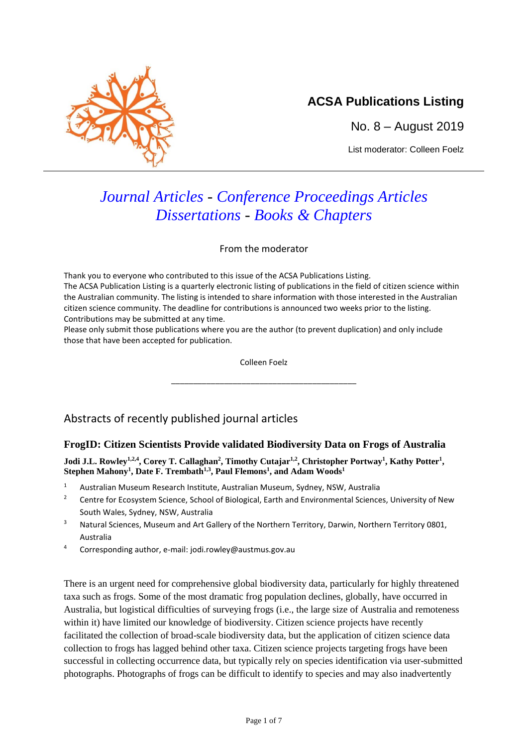# ACSA Publications Listing

No. 8 – August 2019

List moderator: Colleen Foelz

---

## *Journal Articles* - *Conference Proceedings Articles* *Dissertations* - *Books & Chapters*

From the moderator

Thank you to everyone who contributed to this issue of the ACSA Publications Listing.
The ACSA Publication Listing is a quarterly electronic listing of publications in the field of citizen science within the Australian community. The listing is intended to share information with those interested in the Australian citizen science community. The deadline for contributions is announced two weeks prior to the listing. Contributions may be submitted at any time.
Please only submit those publications where you are the author (to prevent duplication) and only include those that have been accepted for publication.

Colleen Foelz

---

## Abstracts of recently published journal articles

### FrogID: Citizen Scientists Provide validated Biodiversity Data on Frogs of Australia

**Jodi J.L. Rowley[1,2,4], Corey T. Callaghan[2], Timothy Cutajar[1,2], Christopher Portway[1], Kathy Potter[1], Stephen Mahony[1], Date F. Trembath[1,3], Paul Flemons[1], and Adam Woods[1]**

1. Australian Museum Research Institute, Australian Museum, Sydney, NSW, Australia
2. Centre for Ecosystem Science, School of Biological, Earth and Environmental Sciences, University of New South Wales, Sydney, NSW, Australia
3. Natural Sciences, Museum and Art Gallery of the Northern Territory, Darwin, Northern Territory 0801, Australia
4. Corresponding author, e-mail: jodi.rowley@austmus.gov.au

There is an urgent need for comprehensive global biodiversity data, particularly for highly threatened taxa such as frogs. Some of the most dramatic frog population declines, globally, have occurred in Australia, but logistical difficulties of surveying frogs (i.e., the large size of Australia and remoteness within it) have limited our knowledge of biodiversity. Citizen science projects have recently facilitated the collection of broad-scale biodiversity data, but the application of citizen science data collection to frogs has lagged behind other taxa. Citizen science projects targeting frogs have been successful in collecting occurrence data, but typically rely on species identification via user-submitted photographs. Photographs of frogs can be difficult to identify to species and may also inadvertently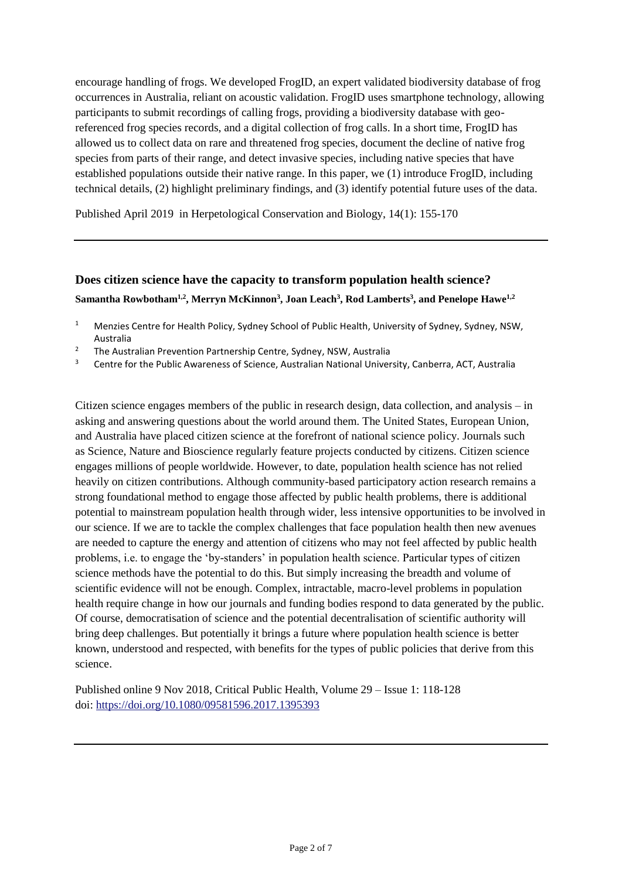encourage handling of frogs. We developed FrogID, an expert validated biodiversity database of frog occurrences in Australia, reliant on acoustic validation. FrogID uses smartphone technology, allowing participants to submit recordings of calling frogs, providing a biodiversity database with geo-referenced frog species records, and a digital collection of frog calls. In a short time, FrogID has allowed us to collect data on rare and threatened frog species, document the decline of native frog species from parts of their range, and detect invasive species, including native species that have established populations outside their native range. In this paper, we (1) introduce FrogID, including technical details, (2) highlight preliminary findings, and (3) identify potential future uses of the data.

Published April 2019 in Herpetological Conservation and Biology, 14(1): 155-170

---

### Does citizen science have the capacity to transform population health science?

**Samantha Rowbotham[1,2], Merryn McKinnon[3], Joan Leach[3], Rod Lamberts[3], and Penelope Hawe[1,2]**

1. Menzies Centre for Health Policy, Sydney School of Public Health, University of Sydney, Sydney, NSW, Australia
2. The Australian Prevention Partnership Centre, Sydney, NSW, Australia
3. Centre for the Public Awareness of Science, Australian National University, Canberra, ACT, Australia

Citizen science engages members of the public in research design, data collection, and analysis – in asking and answering questions about the world around them. The United States, European Union, and Australia have placed citizen science at the forefront of national science policy. Journals such as Science, Nature and Bioscience regularly feature projects conducted by citizens. Citizen science engages millions of people worldwide. However, to date, population health science has not relied heavily on citizen contributions. Although community-based participatory action research remains a strong foundational method to engage those affected by public health problems, there is additional potential to mainstream population health through wider, less intensive opportunities to be involved in our science. If we are to tackle the complex challenges that face population health then new avenues are needed to capture the energy and attention of citizens who may not feel affected by public health problems, i.e. to engage the 'by-standers' in population health science. Particular types of citizen science methods have the potential to do this. But simply increasing the breadth and volume of scientific evidence will not be enough. Complex, intractable, macro-level problems in population health require change in how our journals and funding bodies respond to data generated by the public. Of course, democratisation of science and the potential decentralisation of scientific authority will bring deep challenges. But potentially it brings a future where population health science is better known, understood and respected, with benefits for the types of public policies that derive from this science.

Published online 9 Nov 2018, Critical Public Health, Volume 29 – Issue 1: 118-128
doi: https://doi.org/10.1080/09581596.2017.1395393

---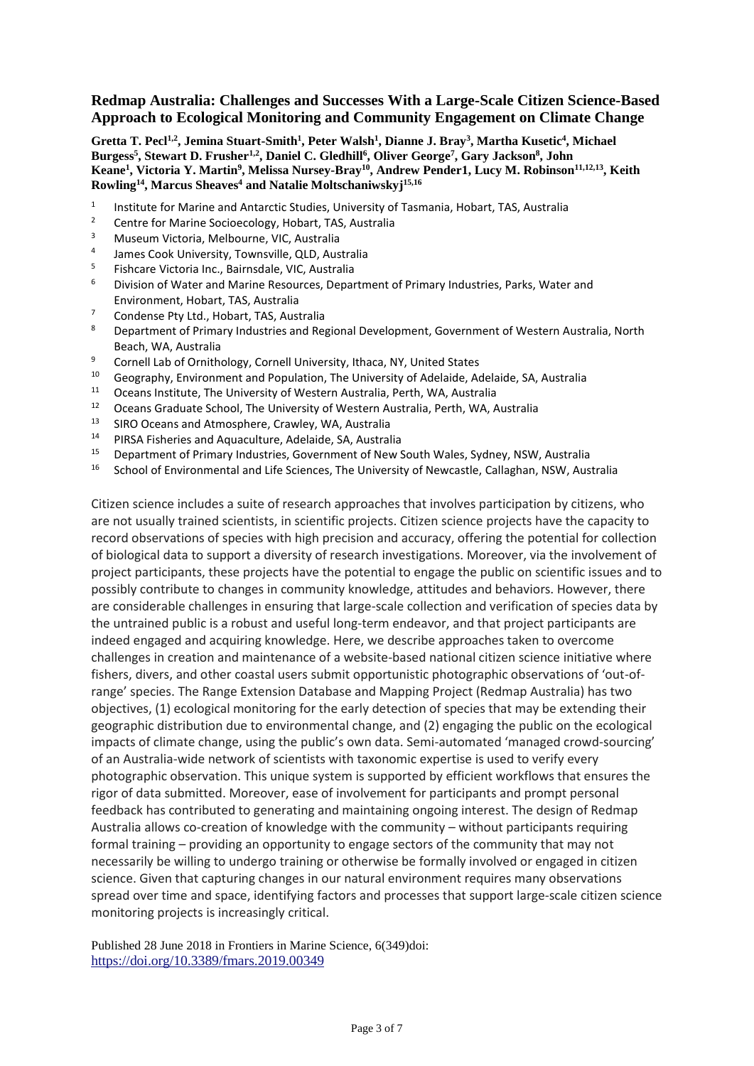## Redmap Australia: Challenges and Successes With a Large-Scale Citizen Science-Based Approach to Ecological Monitoring and Community Engagement on Climate Change

**Gretta T. Pecl[1,2], Jemina Stuart-Smith[1], Peter Walsh[1], Dianne J. Bray[3], Martha Kusetic[4], Michael Burgess[5], Stewart D. Frusher[1,2], Daniel C. Gledhill[6], Oliver George[7], Gary Jackson[8], John Keane[1], Victoria Y. Martin[9], Melissa Nursey-Bray[10], Andrew Pender1, Lucy M. Robinson[11,12,13], Keith Rowling[14], Marcus Sheaves[4] and Natalie Moltschaniwskyj[15,16]**

1. Institute for Marine and Antarctic Studies, University of Tasmania, Hobart, TAS, Australia
2. Centre for Marine Socioecology, Hobart, TAS, Australia
3. Museum Victoria, Melbourne, VIC, Australia
4. James Cook University, Townsville, QLD, Australia
5. Fishcare Victoria Inc., Bairnsdale, VIC, Australia
6. Division of Water and Marine Resources, Department of Primary Industries, Parks, Water and Environment, Hobart, TAS, Australia
7. Condense Pty Ltd., Hobart, TAS, Australia
8. Department of Primary Industries and Regional Development, Government of Western Australia, North Beach, WA, Australia
9. Cornell Lab of Ornithology, Cornell University, Ithaca, NY, United States
10. Geography, Environment and Population, The University of Adelaide, Adelaide, SA, Australia
11. Oceans Institute, The University of Western Australia, Perth, WA, Australia
12. Oceans Graduate School, The University of Western Australia, Perth, WA, Australia
13. SIRO Oceans and Atmosphere, Crawley, WA, Australia
14. PIRSA Fisheries and Aquaculture, Adelaide, SA, Australia
15. Department of Primary Industries, Government of New South Wales, Sydney, NSW, Australia
16. School of Environmental and Life Sciences, The University of Newcastle, Callaghan, NSW, Australia

Citizen science includes a suite of research approaches that involves participation by citizens, who are not usually trained scientists, in scientific projects. Citizen science projects have the capacity to record observations of species with high precision and accuracy, offering the potential for collection of biological data to support a diversity of research investigations. Moreover, via the involvement of project participants, these projects have the potential to engage the public on scientific issues and to possibly contribute to changes in community knowledge, attitudes and behaviors. However, there are considerable challenges in ensuring that large-scale collection and verification of species data by the untrained public is a robust and useful long-term endeavor, and that project participants are indeed engaged and acquiring knowledge. Here, we describe approaches taken to overcome challenges in creation and maintenance of a website-based national citizen science initiative where fishers, divers, and other coastal users submit opportunistic photographic observations of 'out-of-range' species. The Range Extension Database and Mapping Project (Redmap Australia) has two objectives, (1) ecological monitoring for the early detection of species that may be extending their geographic distribution due to environmental change, and (2) engaging the public on the ecological impacts of climate change, using the public's own data. Semi-automated 'managed crowd-sourcing' of an Australia-wide network of scientists with taxonomic expertise is used to verify every photographic observation. This unique system is supported by efficient workflows that ensures the rigor of data submitted. Moreover, ease of involvement for participants and prompt personal feedback has contributed to generating and maintaining ongoing interest. The design of Redmap Australia allows co-creation of knowledge with the community – without participants requiring formal training – providing an opportunity to engage sectors of the community that may not necessarily be willing to undergo training or otherwise be formally involved or engaged in citizen science. Given that capturing changes in our natural environment requires many observations spread over time and space, identifying factors and processes that support large-scale citizen science monitoring projects is increasingly critical.

Published 28 June 2018 in Frontiers in Marine Science, 6(349)doi: https://doi.org/10.3389/fmars.2019.00349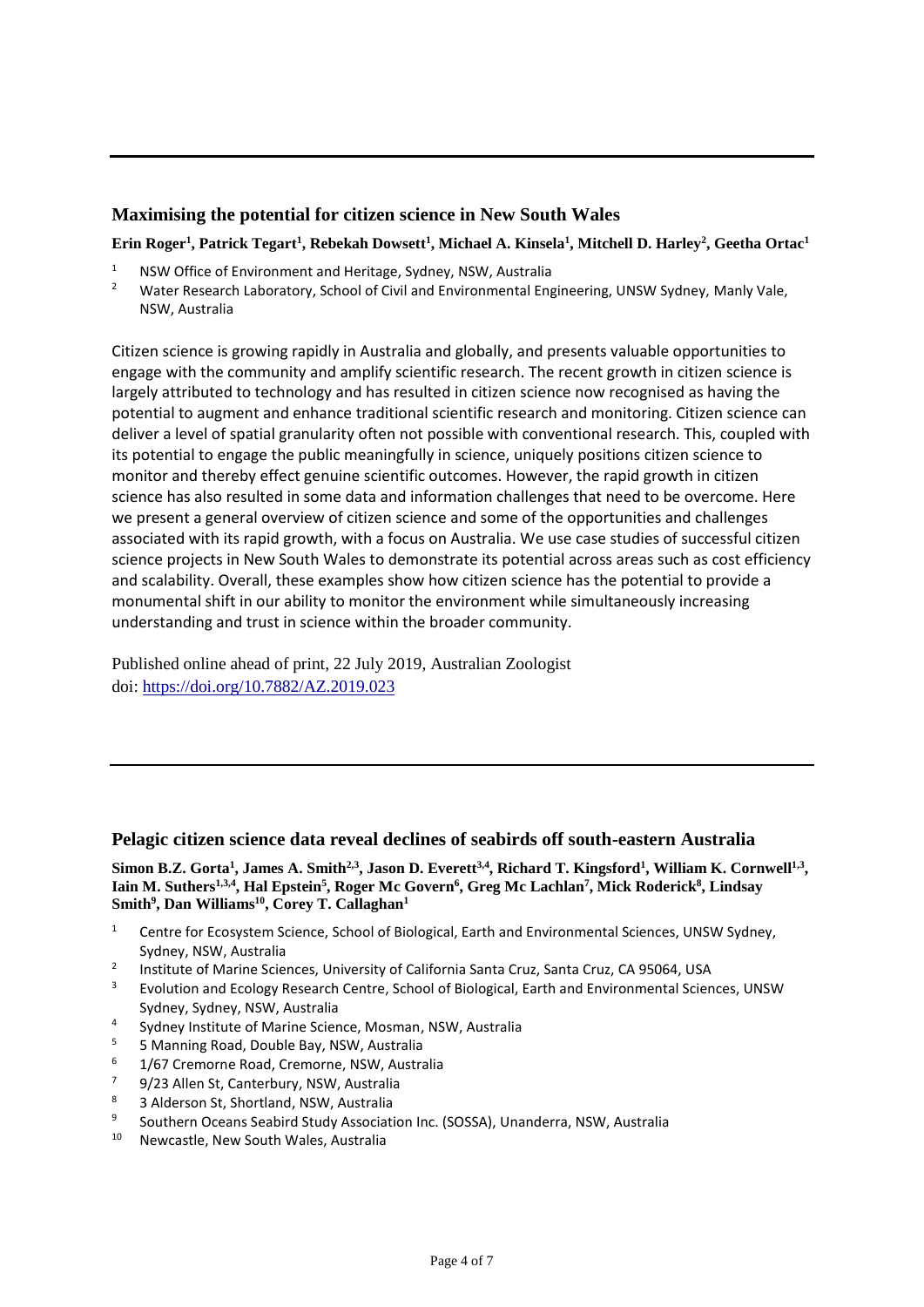## Maximising the potential for citizen science in New South Wales

**Erin Roger[1], Patrick Tegart[1], Rebekah Dowsett[1], Michael A. Kinsela[1], Mitchell D. Harley[2], Geetha Ortac[1]**

[1] NSW Office of Environment and Heritage, Sydney, NSW, Australia
[2] Water Research Laboratory, School of Civil and Environmental Engineering, UNSW Sydney, Manly Vale, NSW, Australia

Citizen science is growing rapidly in Australia and globally, and presents valuable opportunities to engage with the community and amplify scientific research. The recent growth in citizen science is largely attributed to technology and has resulted in citizen science now recognised as having the potential to augment and enhance traditional scientific research and monitoring. Citizen science can deliver a level of spatial granularity often not possible with conventional research. This, coupled with its potential to engage the public meaningfully in science, uniquely positions citizen science to monitor and thereby effect genuine scientific outcomes. However, the rapid growth in citizen science has also resulted in some data and information challenges that need to be overcome. Here we present a general overview of citizen science and some of the opportunities and challenges associated with its rapid growth, with a focus on Australia. We use case studies of successful citizen science projects in New South Wales to demonstrate its potential across areas such as cost efficiency and scalability. Overall, these examples show how citizen science has the potential to provide a monumental shift in our ability to monitor the environment while simultaneously increasing understanding and trust in science within the broader community.

Published online ahead of print, 22 July 2019, Australian Zoologist
doi: https://doi.org/10.7882/AZ.2019.023

---

## Pelagic citizen science data reveal declines of seabirds off south-eastern Australia

**Simon B.Z. Gorta[1], James A. Smith[2,3], Jason D. Everett[3,4], Richard T. Kingsford[1], William K. Cornwell[1,3], Iain M. Suthers[1,3,4], Hal Epstein[5], Roger Mc Govern[6], Greg Mc Lachlan[7], Mick Roderick[8], Lindsay Smith[9], Dan Williams[10], Corey T. Callaghan[1]**

[1] Centre for Ecosystem Science, School of Biological, Earth and Environmental Sciences, UNSW Sydney, Sydney, NSW, Australia
[2] Institute of Marine Sciences, University of California Santa Cruz, Santa Cruz, CA 95064, USA
[3] Evolution and Ecology Research Centre, School of Biological, Earth and Environmental Sciences, UNSW Sydney, Sydney, NSW, Australia
[4] Sydney Institute of Marine Science, Mosman, NSW, Australia
[5] 5 Manning Road, Double Bay, NSW, Australia
[6] 1/67 Cremorne Road, Cremorne, NSW, Australia
[7] 9/23 Allen St, Canterbury, NSW, Australia
[8] 3 Alderson St, Shortland, NSW, Australia
[9] Southern Oceans Seabird Study Association Inc. (SOSSA), Unanderra, NSW, Australia
[10] Newcastle, New South Wales, Australia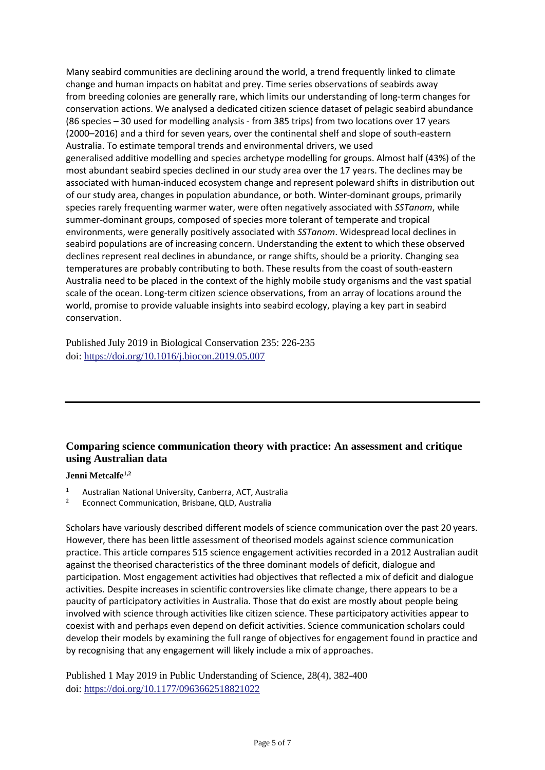Many seabird communities are declining around the world, a trend frequently linked to climate change and human impacts on habitat and prey. Time series observations of seabirds away from breeding colonies are generally rare, which limits our understanding of long-term changes for conservation actions. We analysed a dedicated citizen science dataset of pelagic seabird abundance (86 species – 30 used for modelling analysis - from 385 trips) from two locations over 17 years (2000–2016) and a third for seven years, over the continental shelf and slope of south-eastern Australia. To estimate temporal trends and environmental drivers, we used generalised additive modelling and species archetype modelling for groups. Almost half (43%) of the most abundant seabird species declined in our study area over the 17 years. The declines may be associated with human-induced ecosystem change and represent poleward shifts in distribution out of our study area, changes in population abundance, or both. Winter-dominant groups, primarily species rarely frequenting warmer water, were often negatively associated with *SSTanom*, while summer-dominant groups, composed of species more tolerant of temperate and tropical environments, were generally positively associated with *SSTanom*. Widespread local declines in seabird populations are of increasing concern. Understanding the extent to which these observed declines represent real declines in abundance, or range shifts, should be a priority. Changing sea temperatures are probably contributing to both. These results from the coast of south-eastern Australia need to be placed in the context of the highly mobile study organisms and the vast spatial scale of the ocean. Long-term citizen science observations, from an array of locations around the world, promise to provide valuable insights into seabird ecology, playing a key part in seabird conservation.

Published July 2019 in Biological Conservation 235: 226-235
doi: https://doi.org/10.1016/j.biocon.2019.05.007

---

## Comparing science communication theory with practice: An assessment and critique using Australian data

**Jenni Metcalfe[1,2]**

[1] Australian National University, Canberra, ACT, Australia
[2] Econnect Communication, Brisbane, QLD, Australia

Scholars have variously described different models of science communication over the past 20 years. However, there has been little assessment of theorised models against science communication practice. This article compares 515 science engagement activities recorded in a 2012 Australian audit against the theorised characteristics of the three dominant models of deficit, dialogue and participation. Most engagement activities had objectives that reflected a mix of deficit and dialogue activities. Despite increases in scientific controversies like climate change, there appears to be a paucity of participatory activities in Australia. Those that do exist are mostly about people being involved with science through activities like citizen science. These participatory activities appear to coexist with and perhaps even depend on deficit activities. Science communication scholars could develop their models by examining the full range of objectives for engagement found in practice and by recognising that any engagement will likely include a mix of approaches.

Published 1 May 2019 in Public Understanding of Science, 28(4), 382-400
doi: https://doi.org/10.1177/0963662518821022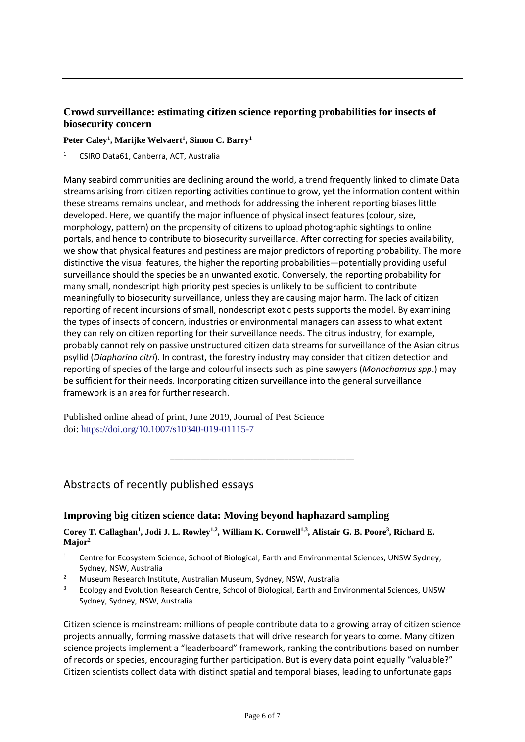### Crowd surveillance: estimating citizen science reporting probabilities for insects of biosecurity concern

**Peter Caley[1], Marijke Welvaert[1], Simon C. Barry[1]**

[1] CSIRO Data61, Canberra, ACT, Australia

Many seabird communities are declining around the world, a trend frequently linked to climate Data streams arising from citizen reporting activities continue to grow, yet the information content within these streams remains unclear, and methods for addressing the inherent reporting biases little developed. Here, we quantify the major influence of physical insect features (colour, size, morphology, pattern) on the propensity of citizens to upload photographic sightings to online portals, and hence to contribute to biosecurity surveillance. After correcting for species availability, we show that physical features and pestiness are major predictors of reporting probability. The more distinctive the visual features, the higher the reporting probabilities—potentially providing useful surveillance should the species be an unwanted exotic. Conversely, the reporting probability for many small, nondescript high priority pest species is unlikely to be sufficient to contribute meaningfully to biosecurity surveillance, unless they are causing major harm. The lack of citizen reporting of recent incursions of small, nondescript exotic pests supports the model. By examining the types of insects of concern, industries or environmental managers can assess to what extent they can rely on citizen reporting for their surveillance needs. The citrus industry, for example, probably cannot rely on passive unstructured citizen data streams for surveillance of the Asian citrus psyllid (*Diaphorina citri*). In contrast, the forestry industry may consider that citizen detection and reporting of species of the large and colourful insects such as pine sawyers (*Monochamus spp*.) may be sufficient for their needs. Incorporating citizen surveillance into the general surveillance framework is an area for further research.

Published online ahead of print, June 2019, Journal of Pest Science
doi: https://doi.org/10.1007/s10340-019-01115-7

---

## Abstracts of recently published essays

### Improving big citizen science data: Moving beyond haphazard sampling

**Corey T. Callaghan[1], Jodi J. L. Rowley[1,2], William K. Cornwell[1,3], Alistair G. B. Poore[3], Richard E. Major[2]**

[1] Centre for Ecosystem Science, School of Biological, Earth and Environmental Sciences, UNSW Sydney, Sydney, NSW, Australia

[2] Museum Research Institute, Australian Museum, Sydney, NSW, Australia

[3] Ecology and Evolution Research Centre, School of Biological, Earth and Environmental Sciences, UNSW Sydney, Sydney, NSW, Australia

Citizen science is mainstream: millions of people contribute data to a growing array of citizen science projects annually, forming massive datasets that will drive research for years to come. Many citizen science projects implement a "leaderboard" framework, ranking the contributions based on number of records or species, encouraging further participation. But is every data point equally "valuable?" Citizen scientists collect data with distinct spatial and temporal biases, leading to unfortunate gaps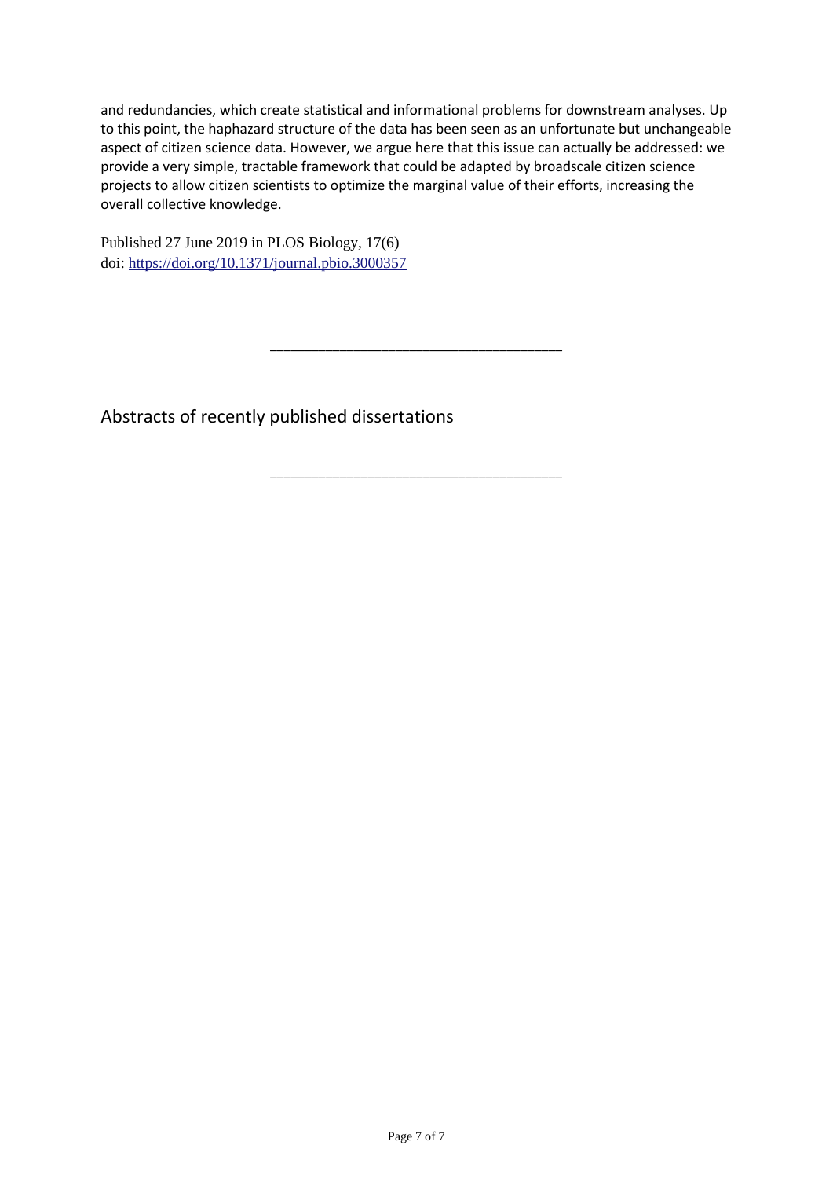and redundancies, which create statistical and informational problems for downstream analyses. Up to this point, the haphazard structure of the data has been seen as an unfortunate but unchangeable aspect of citizen science data. However, we argue here that this issue can actually be addressed: we provide a very simple, tractable framework that could be adapted by broadscale citizen science projects to allow citizen scientists to optimize the marginal value of their efforts, increasing the overall collective knowledge.

Published 27 June 2019 in PLOS Biology, 17(6)
doi: https://doi.org/10.1371/journal.pbio.3000357

---

## Abstracts of recently published dissertations

---